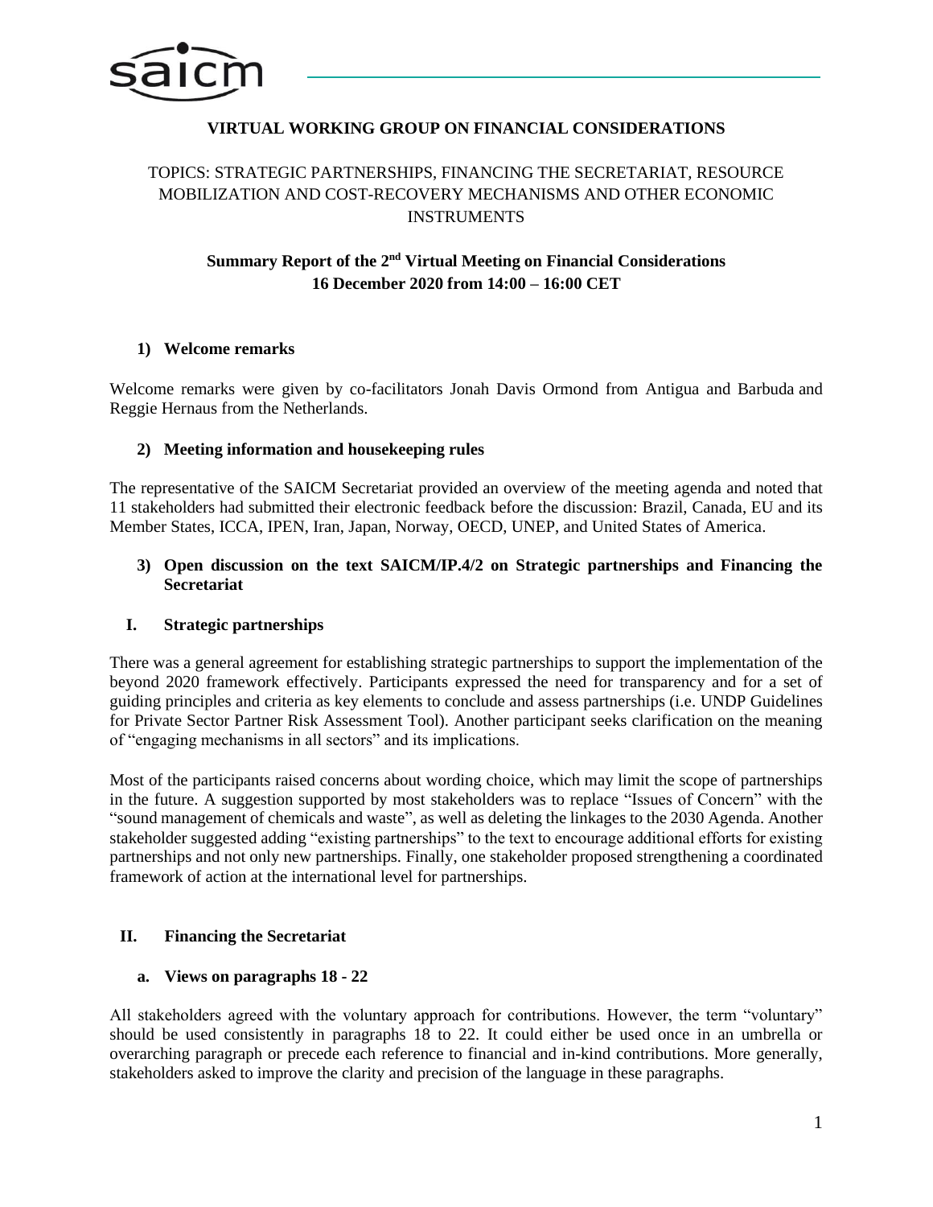**VIRTUAL WORKING GROUP ON FINANCIAL CONSIDERATIONS**

TOPICS: STRATEGIC PARTNERSHIPS, FINANCING THE SECRETARIAT, RESOURCE MOBILIZATION AND COST-RECOVERY MECHANISMS AND OTHER ECONOMIC INSTRUMENTS

# Summary Report of the 2nd Virtual Meeting on Financial Considerations
**16 December 2020 from 14:00 – 16:00 CET**

## 1) Welcome remarks

Welcome remarks were given by co-facilitators Jonah Davis Ormond from Antigua and Barbuda and Reggie Hernaus from the Netherlands.

## 2) Meeting information and housekeeping rules

The representative of the SAICM Secretariat provided an overview of the meeting agenda and noted that 11 stakeholders had submitted their electronic feedback before the discussion: Brazil, Canada, EU and its Member States, ICCA, IPEN, Iran, Japan, Norway, OECD, UNEP, and United States of America.

## 3) Open discussion on the text SAICM/IP.4/2 on Strategic partnerships and Financing the Secretariat

### I. Strategic partnerships

There was a general agreement for establishing strategic partnerships to support the implementation of the beyond 2020 framework effectively. Participants expressed the need for transparency and for a set of guiding principles and criteria as key elements to conclude and assess partnerships (i.e. UNDP Guidelines for Private Sector Partner Risk Assessment Tool). Another participant seeks clarification on the meaning of "engaging mechanisms in all sectors" and its implications.

Most of the participants raised concerns about wording choice, which may limit the scope of partnerships in the future. A suggestion supported by most stakeholders was to replace "Issues of Concern" with the "sound management of chemicals and waste", as well as deleting the linkages to the 2030 Agenda. Another stakeholder suggested adding "existing partnerships" to the text to encourage additional efforts for existing partnerships and not only new partnerships. Finally, one stakeholder proposed strengthening a coordinated framework of action at the international level for partnerships.

### II. Financing the Secretariat

#### a. Views on paragraphs 18 - 22

All stakeholders agreed with the voluntary approach for contributions. However, the term "voluntary" should be used consistently in paragraphs 18 to 22. It could either be used once in an umbrella or overarching paragraph or precede each reference to financial and in-kind contributions. More generally, stakeholders asked to improve the clarity and precision of the language in these paragraphs.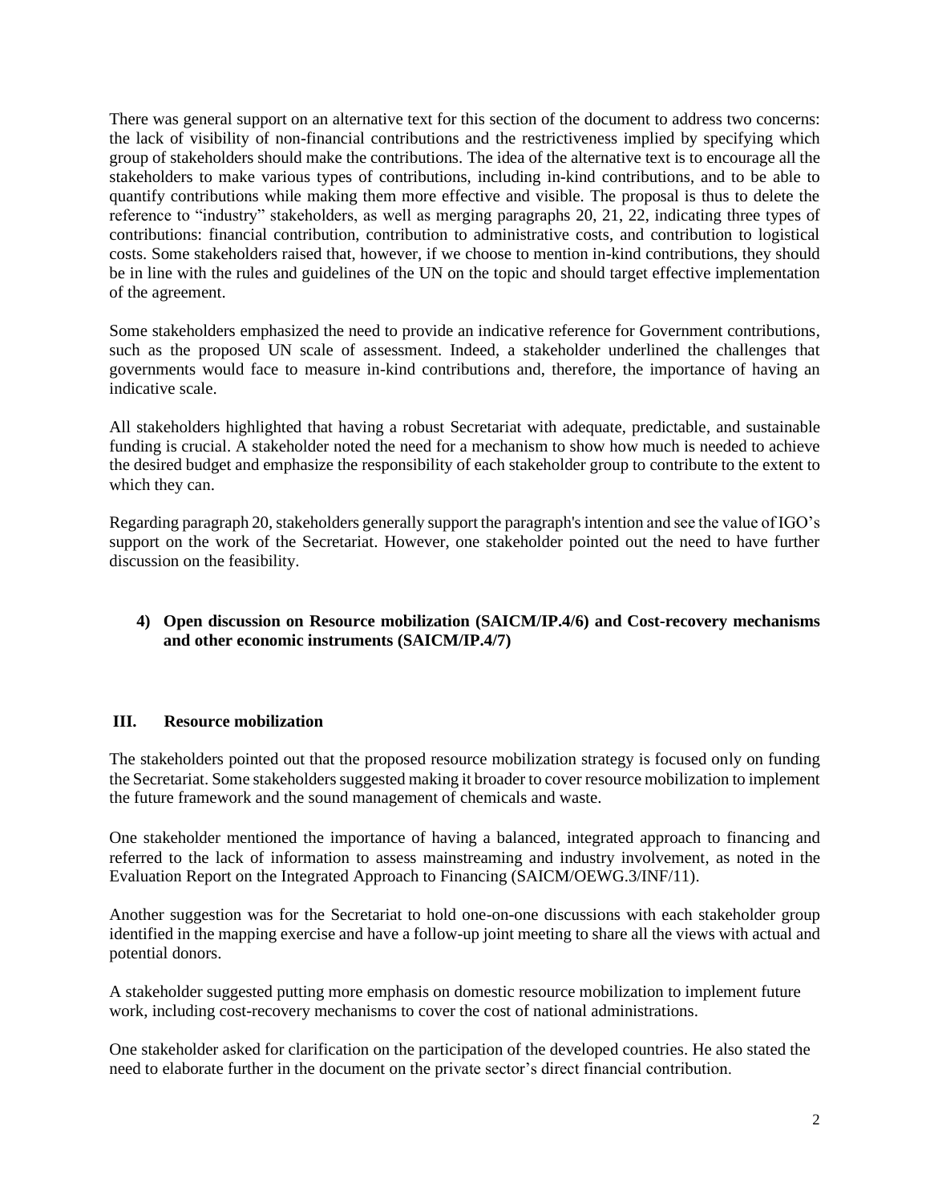There was general support on an alternative text for this section of the document to address two concerns: the lack of visibility of non-financial contributions and the restrictiveness implied by specifying which group of stakeholders should make the contributions. The idea of the alternative text is to encourage all the stakeholders to make various types of contributions, including in-kind contributions, and to be able to quantify contributions while making them more effective and visible. The proposal is thus to delete the reference to "industry" stakeholders, as well as merging paragraphs 20, 21, 22, indicating three types of contributions: financial contribution, contribution to administrative costs, and contribution to logistical costs. Some stakeholders raised that, however, if we choose to mention in-kind contributions, they should be in line with the rules and guidelines of the UN on the topic and should target effective implementation of the agreement.

Some stakeholders emphasized the need to provide an indicative reference for Government contributions, such as the proposed UN scale of assessment. Indeed, a stakeholder underlined the challenges that governments would face to measure in-kind contributions and, therefore, the importance of having an indicative scale.

All stakeholders highlighted that having a robust Secretariat with adequate, predictable, and sustainable funding is crucial. A stakeholder noted the need for a mechanism to show how much is needed to achieve the desired budget and emphasize the responsibility of each stakeholder group to contribute to the extent to which they can.

Regarding paragraph 20, stakeholders generally support the paragraph's intention and see the value of IGO's support on the work of the Secretariat. However, one stakeholder pointed out the need to have further discussion on the feasibility.

#### 4) Open discussion on Resource mobilization (SAICM/IP.4/6) and Cost-recovery mechanisms and other economic instruments (SAICM/IP.4/7)

### III. Resource mobilization

The stakeholders pointed out that the proposed resource mobilization strategy is focused only on funding the Secretariat. Some stakeholders suggested making it broader to cover resource mobilization to implement the future framework and the sound management of chemicals and waste.

One stakeholder mentioned the importance of having a balanced, integrated approach to financing and referred to the lack of information to assess mainstreaming and industry involvement, as noted in the Evaluation Report on the Integrated Approach to Financing (SAICM/OEWG.3/INF/11).

Another suggestion was for the Secretariat to hold one-on-one discussions with each stakeholder group identified in the mapping exercise and have a follow-up joint meeting to share all the views with actual and potential donors.

A stakeholder suggested putting more emphasis on domestic resource mobilization to implement future work, including cost-recovery mechanisms to cover the cost of national administrations.

One stakeholder asked for clarification on the participation of the developed countries. He also stated the need to elaborate further in the document on the private sector's direct financial contribution.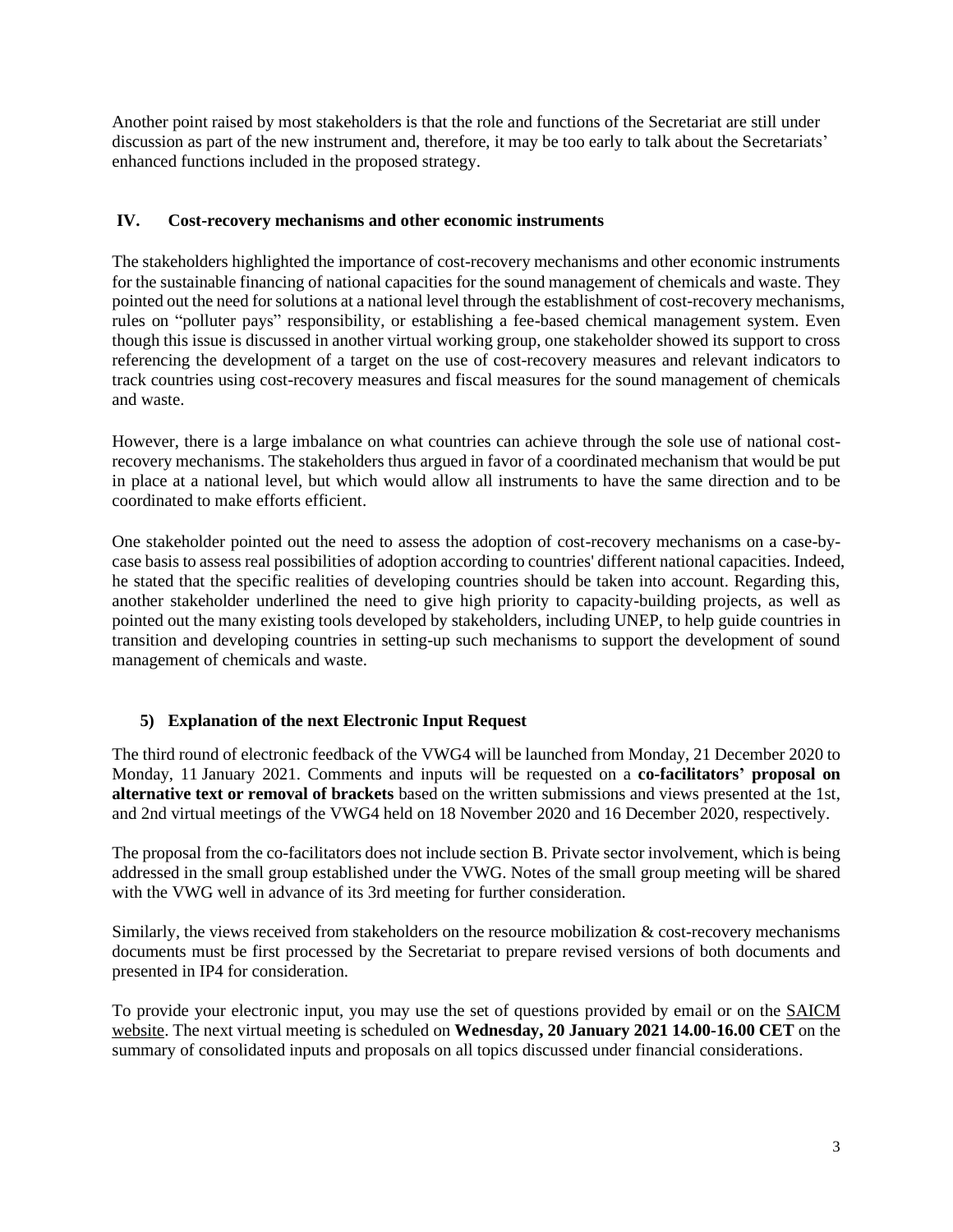Another point raised by most stakeholders is that the role and functions of the Secretariat are still under discussion as part of the new instrument and, therefore, it may be too early to talk about the Secretariats' enhanced functions included in the proposed strategy.

### IV. Cost-recovery mechanisms and other economic instruments

The stakeholders highlighted the importance of cost-recovery mechanisms and other economic instruments for the sustainable financing of national capacities for the sound management of chemicals and waste. They pointed out the need for solutions at a national level through the establishment of cost-recovery mechanisms, rules on "polluter pays" responsibility, or establishing a fee-based chemical management system. Even though this issue is discussed in another virtual working group, one stakeholder showed its support to cross referencing the development of a target on the use of cost-recovery measures and relevant indicators to track countries using cost-recovery measures and fiscal measures for the sound management of chemicals and waste.

However, there is a large imbalance on what countries can achieve through the sole use of national cost-recovery mechanisms. The stakeholders thus argued in favor of a coordinated mechanism that would be put in place at a national level, but which would allow all instruments to have the same direction and to be coordinated to make efforts efficient.

One stakeholder pointed out the need to assess the adoption of cost-recovery mechanisms on a case-by-case basis to assess real possibilities of adoption according to countries' different national capacities. Indeed, he stated that the specific realities of developing countries should be taken into account. Regarding this, another stakeholder underlined the need to give high priority to capacity-building projects, as well as pointed out the many existing tools developed by stakeholders, including UNEP, to help guide countries in transition and developing countries in setting-up such mechanisms to support the development of sound management of chemicals and waste.

### 5) Explanation of the next Electronic Input Request

The third round of electronic feedback of the VWG4 will be launched from Monday, 21 December 2020 to Monday, 11 January 2021. Comments and inputs will be requested on a **co-facilitators' proposal on alternative text or removal of brackets** based on the written submissions and views presented at the 1st, and 2nd virtual meetings of the VWG4 held on 18 November 2020 and 16 December 2020, respectively.

The proposal from the co-facilitators does not include section B. Private sector involvement, which is being addressed in the small group established under the VWG. Notes of the small group meeting will be shared with the VWG well in advance of its 3rd meeting for further consideration.

Similarly, the views received from stakeholders on the resource mobilization & cost-recovery mechanisms documents must be first processed by the Secretariat to prepare revised versions of both documents and presented in IP4 for consideration.

To provide your electronic input, you may use the set of questions provided by email or on the SAICM website. The next virtual meeting is scheduled on **Wednesday, 20 January 2021 14.00-16.00 CET** on the summary of consolidated inputs and proposals on all topics discussed under financial considerations.